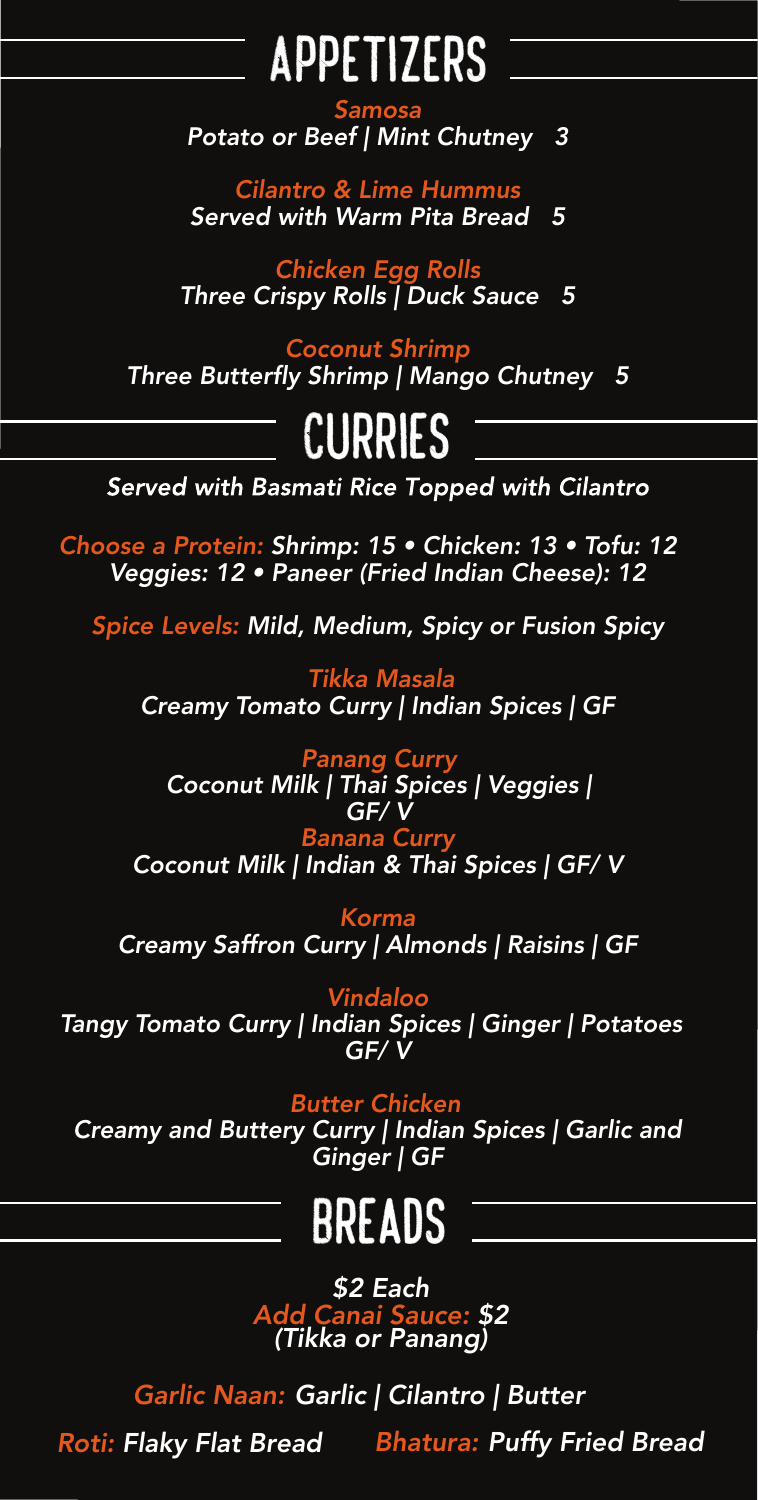# APPETIZERS

*Samosa*
*Potato or Beef | Mint Chutney 3*

*Cilantro & Lime Hummus*
*Served with Warm Pita Bread 5*

*Chicken Egg Rolls*
*Three Crispy Rolls | Duck Sauce 5*

*Coconut Shrimp*
*Three Butterfly Shrimp | Mango Chutney 5*

# CURRIES

*Served with Basmati Rice Topped with Cilantro*

*Choose a Protein: Shrimp: 15 • Chicken: 13 • Tofu: 12*
*Veggies: 12 • Paneer (Fried Indian Cheese): 12*

*Spice Levels: Mild, Medium, Spicy or Fusion Spicy*

*Tikka Masala*
*Creamy Tomato Curry | Indian Spices | GF*

*Panang Curry*
*Coconut Milk | Thai Spices | Veggies | GF/ V*

*Banana Curry*
*Coconut Milk | Indian & Thai Spices | GF/ V*

*Korma*
*Creamy Saffron Curry | Almonds | Raisins | GF*

*Vindaloo*
*Tangy Tomato Curry | Indian Spices | Ginger | Potatoes GF/ V*

*Butter Chicken*
*Creamy and Buttery Curry | Indian Spices | Garlic and Ginger | GF*

# BREADS

*$2 Each*
*Add Canai Sauce: $2*
*(Tikka or Panang)*

*Garlic Naan: Garlic | Cilantro | Butter*

*Roti: Flaky Flat Bread*

*Bhatura: Puffy Fried Bread*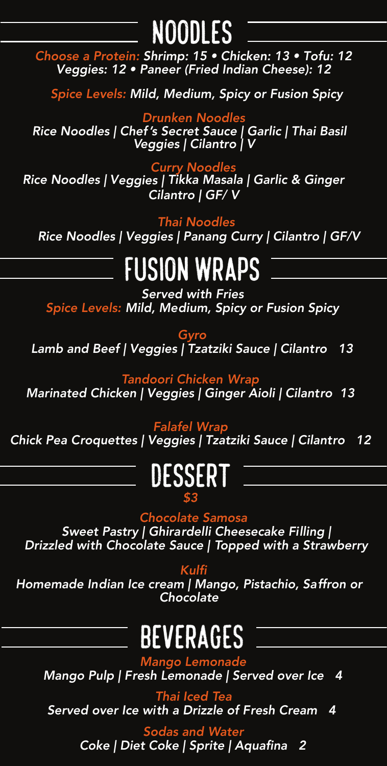## NOODLES

*Choose a Protein: Shrimp: 15 • Chicken: 13 • Tofu: 12*
*Veggies: 12 • Paneer (Fried Indian Cheese): 12*

*Spice Levels: Mild, Medium, Spicy or Fusion Spicy*

*Drunken Noodles*
*Rice Noodles | Chef's Secret Sauce | Garlic | Thai Basil*
*Veggies | Cilantro | V*

*Curry Noodles*
*Rice Noodles | Veggies | Tikka Masala | Garlic & Ginger*
*Cilantro | GF/ V*

*Thai Noodles*
*Rice Noodles | Veggies | Panang Curry | Cilantro | GF/V*

## FUSION WRAPS

*Served with Fries*
*Spice Levels: Mild, Medium, Spicy or Fusion Spicy*

*Gyro*
*Lamb and Beef | Veggies | Tzatziki Sauce | Cilantro 13*

*Tandoori Chicken Wrap*
*Marinated Chicken | Veggies | Ginger Aioli | Cilantro 13*

*Falafel Wrap*
*Chick Pea Croquettes | Veggies | Tzatziki Sauce | Cilantro 12*

## DESSERT

*$3*

*Chocolate Samosa*
*Sweet Pastry | Ghirardelli Cheesecake Filling |*
*Drizzled with Chocolate Sauce | Topped with a Strawberry*

*Kulfi*
*Homemade Indian Ice cream | Mango, Pistachio, Saffron or Chocolate*

## BEVERAGES

*Mango Lemonade*
*Mango Pulp | Fresh Lemonade | Served over Ice 4*

*Thai Iced Tea*
*Served over Ice with a Drizzle of Fresh Cream 4*

*Sodas and Water*
*Coke | Diet Coke | Sprite | Aquafina 2*